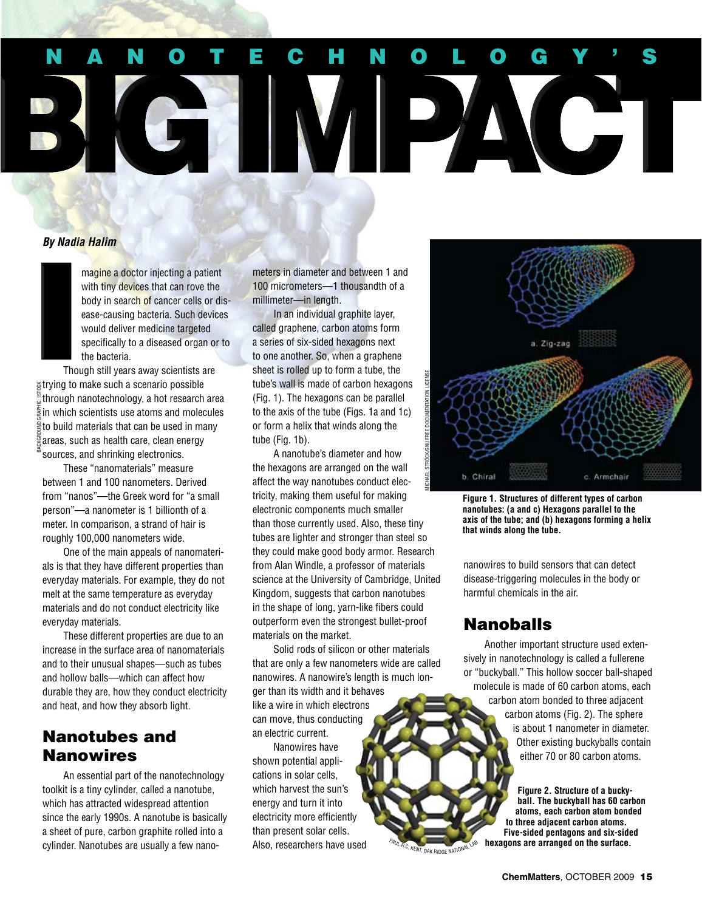# NANOTECHNOLOGY'S BIG IMPACT

*By Nadia Halim*

Imagine a doctor injecting a patient with tiny devices that can rove the body in search of cancer cells or disease-causing bacteria. Such devices would deliver medicine targeted specifically to a diseased organ or to the bacteria.

Though still years away scientists are trying to make such a scenario possible through nanotechnology, a hot research area in which scientists use atoms and molecules to build materials that can be used in many areas, such as health care, clean energy sources, and shrinking electronics.

These "nanomaterials" measure between 1 and 100 nanometers. Derived from "nanos"—the Greek word for "a small person"—a nanometer is 1 billionth of a meter. In comparison, a strand of hair is roughly 100,000 nanometers wide.

One of the main appeals of nanomaterials is that they have different properties than everyday materials. For example, they do not melt at the same temperature as everyday materials and do not conduct electricity like everyday materials.

These different properties are due to an increase in the surface area of nanomaterials and to their unusual shapes—such as tubes and hollow balls—which can affect how durable they are, how they conduct electricity and heat, and how they absorb light.

## Nanotubes and Nanowires

An essential part of the nanotechnology toolkit is a tiny cylinder, called a nanotube, which has attracted widespread attention since the early 1990s. A nanotube is basically a sheet of pure, carbon graphite rolled into a cylinder. Nanotubes are usually a few nanometers in diameter and between 1 and 100 micrometers—1 thousandth of a millimeter—in length.

In an individual graphite layer, called graphene, carbon atoms form a series of six-sided hexagons next to one another. So, when a graphene sheet is rolled up to form a tube, the tube's wall is made of carbon hexagons (Fig. 1). The hexagons can be parallel to the axis of the tube (Figs. 1a and 1c) or form a helix that winds along the tube (Fig. 1b).

A nanotube's diameter and how the hexagons are arranged on the wall affect the way nanotubes conduct electricity, making them useful for making electronic components much smaller than those currently used. Also, these tiny tubes are lighter and stronger than steel so they could make good body armor. Research from Alan Windle, a professor of materials science at the University of Cambridge, United Kingdom, suggests that carbon nanotubes in the shape of long, yarn-like fibers could outperform even the strongest bullet-proof materials on the market.

Solid rods of silicon or other materials that are only a few nanometers wide are called nanowires. A nanowire's length is much longer than its width and it behaves like a wire in which electrons can move, thus conducting an electric current.

Nanowires have shown potential applications in solar cells, which harvest the sun's energy and turn it into electricity more efficiently than present solar cells. Also, researchers have used nanowires to build sensors that can detect disease-triggering molecules in the body or harmful chemicals in the air.

**Figure 1. Structures of different types of carbon nanotubes: (a and c) Hexagons parallel to the axis of the tube; and (b) hexagons forming a helix that winds along the tube.**

## Nanoballs

Another important structure used extensively in nanotechnology is called a fullerene or "buckyball." This hollow soccer ball-shaped molecule is made of 60 carbon atoms, each carbon atom bonded to three adjacent carbon atoms (Fig. 2). The sphere is about 1 nanometer in diameter. Other existing buckyballs contain either 70 or 80 carbon atoms.

**Figure 2. Structure of a buckyball. The buckyball has 60 carbon atoms, each carbon atom bonded to three adjacent carbon atoms. Five-sided pentagons and six-sided hexagons are arranged on the surface.**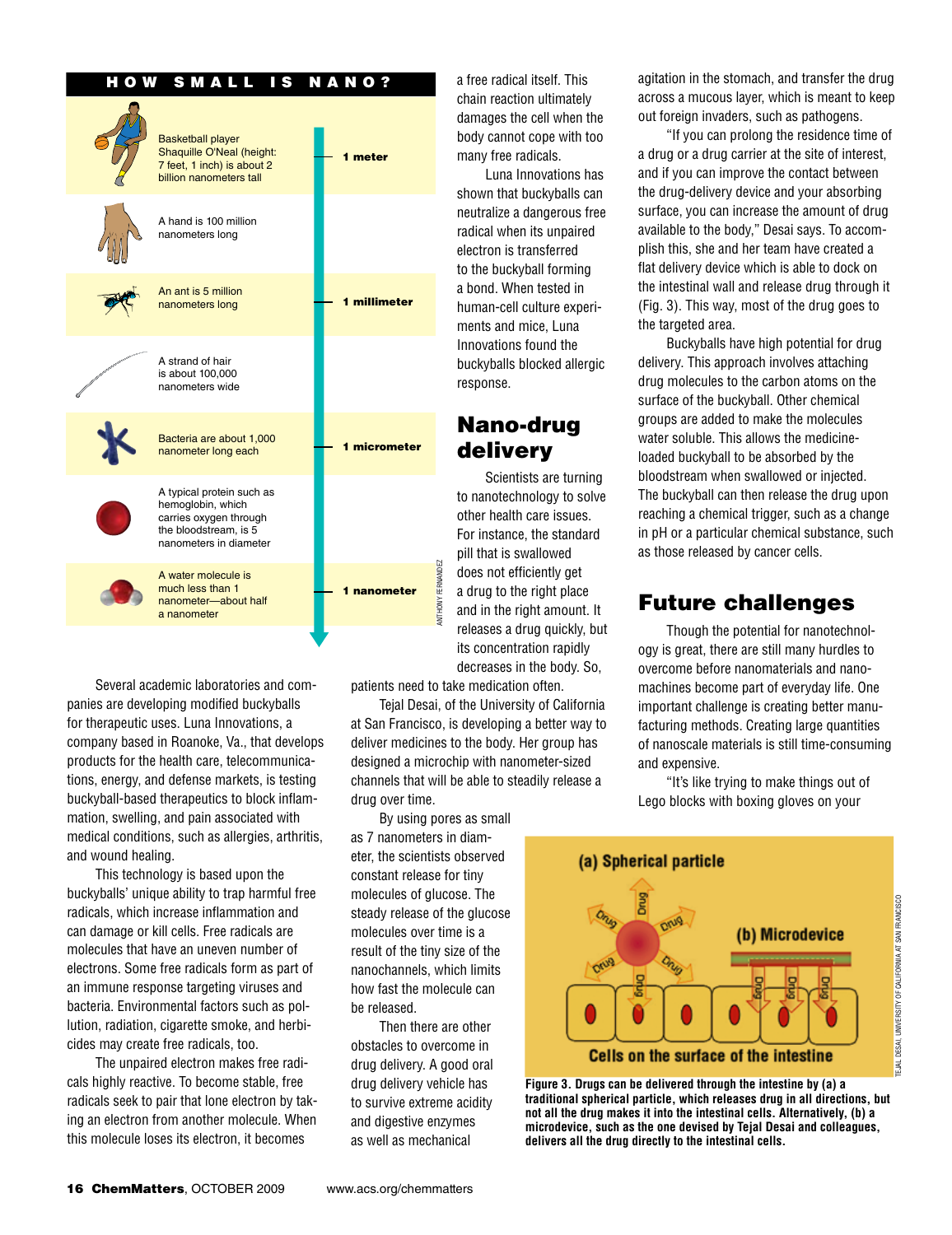## HOW SMALL IS NANO?

| Example | Scale |
| --- | --- |
| Basketball player Shaquille O'Neal (height: 7 feet, 1 inch) is about 2 billion nanometers tall | 1 meter |
| A hand is 100 million nanometers long | |
| An ant is 5 million nanometers long | 1 millimeter |
| A strand of hair is about 100,000 nanometers wide | |
| Bacteria are about 1,000 nanometer long each | 1 micrometer |
| A typical protein such as hemoglobin, which carries oxygen through the bloodstream, is 5 nanometers in diameter | |
| A water molecule is much less than 1 nanometer—about half a nanometer | 1 nanometer |

ANTHONY FERNANDEZ

Several academic laboratories and companies are developing modified buckyballs for therapeutic uses. Luna Innovations, a company based in Roanoke, Va., that develops products for the health care, telecommunications, energy, and defense markets, is testing buckyball-based therapeutics to block inflammation, swelling, and pain associated with medical conditions, such as allergies, arthritis, and wound healing.

This technology is based upon the buckyballs' unique ability to trap harmful free radicals, which increase inflammation and can damage or kill cells. Free radicals are molecules that have an uneven number of electrons. Some free radicals form as part of an immune response targeting viruses and bacteria. Environmental factors such as pollution, radiation, cigarette smoke, and herbicides may create free radicals, too.

The unpaired electron makes free radicals highly reactive. To become stable, free radicals seek to pair that lone electron by taking an electron from another molecule. When this molecule loses its electron, it becomes a free radical itself. This chain reaction ultimately damages the cell when the body cannot cope with too many free radicals.

Luna Innovations has shown that buckyballs can neutralize a dangerous free radical when its unpaired electron is transferred to the buckyball forming a bond. When tested in human-cell culture experiments and mice, Luna Innovations found the buckyballs blocked allergic response.

## Nano-drug delivery

Scientists are turning to nanotechnology to solve other health care issues. For instance, the standard pill that is swallowed does not efficiently get a drug to the right place and in the right amount. It releases a drug quickly, but its concentration rapidly decreases in the body. So, patients need to take medication often.

Tejal Desai, of the University of California at San Francisco, is developing a better way to deliver medicines to the body. Her group has designed a microchip with nanometer-sized channels that will be able to steadily release a drug over time.

By using pores as small as 7 nanometers in diameter, the scientists observed constant release for tiny molecules of glucose. The steady release of the glucose molecules over time is a result of the tiny size of the nanochannels, which limits how fast the molecule can be released.

Then there are other obstacles to overcome in drug delivery. A good oral drug delivery vehicle has to survive extreme acidity and digestive enzymes as well as mechanical agitation in the stomach, and transfer the drug across a mucous layer, which is meant to keep out foreign invaders, such as pathogens.

"If you can prolong the residence time of a drug or a drug carrier at the site of interest, and if you can improve the contact between the drug-delivery device and your absorbing surface, you can increase the amount of drug available to the body," Desai says. To accomplish this, she and her team have created a flat delivery device which is able to dock on the intestinal wall and release drug through it (Fig. 3). This way, most of the drug goes to the targeted area.

Buckyballs have high potential for drug delivery. This approach involves attaching drug molecules to the carbon atoms on the surface of the buckyball. Other chemical groups are added to make the molecules water soluble. This allows the medicine-loaded buckyball to be absorbed by the bloodstream when swallowed or injected. The buckyball can then release the drug upon reaching a chemical trigger, such as a change in pH or a particular chemical substance, such as those released by cancer cells.

## Future challenges

Though the potential for nanotechnology is great, there are still many hurdles to overcome before nanomaterials and nanomachines become part of everyday life. One important challenge is creating better manufacturing methods. Creating large quantities of nanoscale materials is still time-consuming and expensive.

"It's like trying to make things out of Lego blocks with boxing gloves on your

(a) Spherical particle — Drug — (b) Microdevice — Cells on the surface of the intestine

TEJAL DESAI, UNIVERSITY OF CALIFORNIA AT SAN FRANCISCO

**Figure 3. Drugs can be delivered through the intestine by (a) a traditional spherical particle, which releases drug in all directions, but not all the drug makes it into the intestinal cells. Alternatively, (b) a microdevice, such as the one devised by Tejal Desai and colleagues, delivers all the drug directly to the intestinal cells.**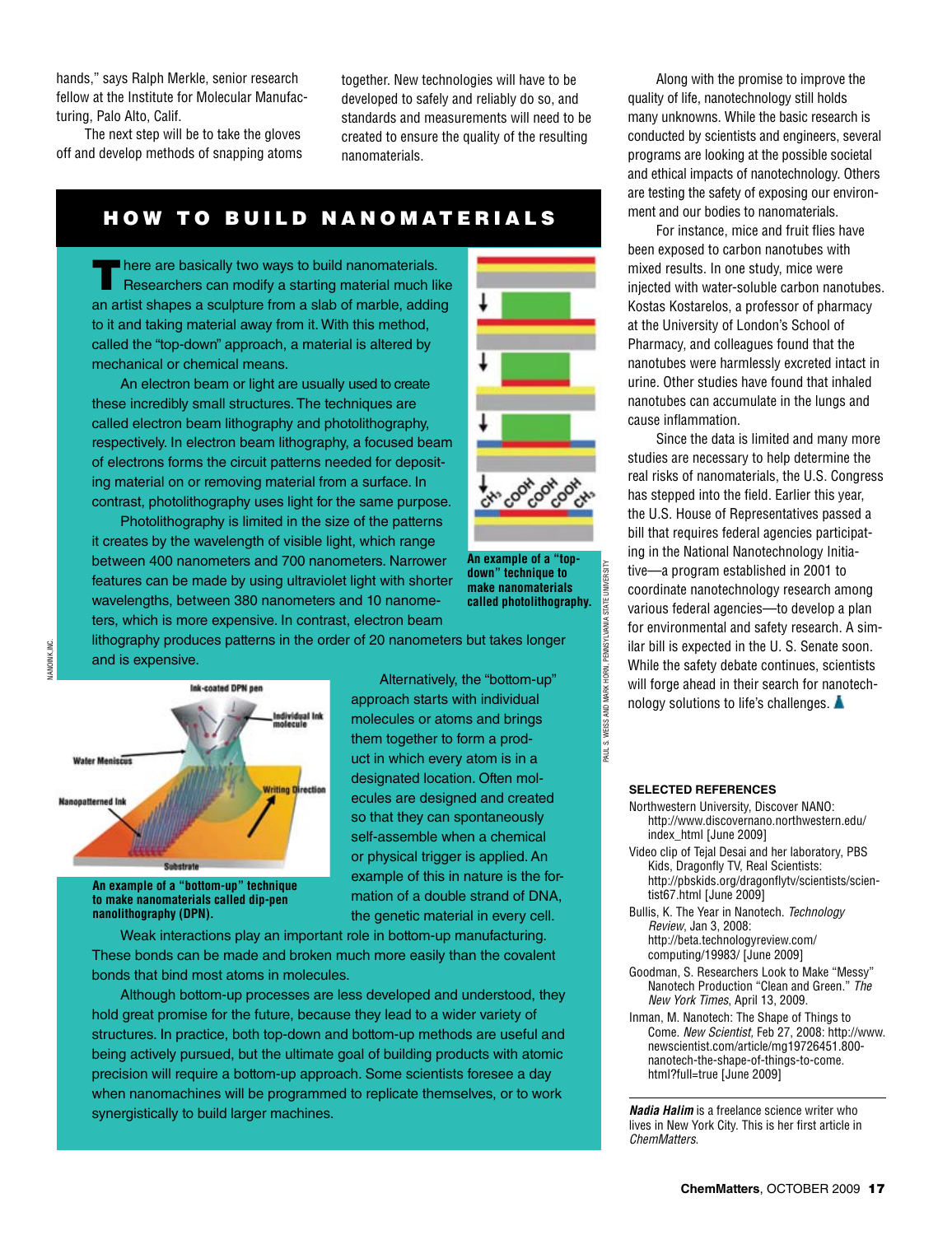hands," says Ralph Merkle, senior research fellow at the Institute for Molecular Manufacturing, Palo Alto, Calif.

The next step will be to take the gloves off and develop methods of snapping atoms together. New technologies will have to be developed to safely and reliably do so, and standards and measurements will need to be created to ensure the quality of the resulting nanomaterials.

## HOW TO BUILD NANOMATERIALS

There are basically two ways to build nanomaterials. Researchers can modify a starting material much like an artist shapes a sculpture from a slab of marble, adding to it and taking material away from it. With this method, called the "top-down" approach, a material is altered by mechanical or chemical means.

An electron beam or light are usually used to create these incredibly small structures. The techniques are called electron beam lithography and photolithography, respectively. In electron beam lithography, a focused beam of electrons forms the circuit patterns needed for depositing material on or removing material from a surface. In contrast, photolithography uses light for the same purpose.

Photolithography is limited in the size of the patterns it creates by the wavelength of visible light, which range between 400 nanometers and 700 nanometers. Narrower features can be made by using ultraviolet light with shorter wavelengths, between 380 nanometers and 10 nanometers, which is more expensive. In contrast, electron beam lithography produces patterns in the order of 20 nanometers but takes longer and is expensive.

$CH_3$ COOH COOH COOH $CH_3$

**An example of a "top-down" technique to make nanomaterials called photolithography.**

PAUL S. WEISS AND MARK HORN, PENNSYLVANIA STATE UNIVERSITY

Ink-coated DPN pen

Individual Ink molecule

Water Meniscus

Writing Direction

Nanopatterned Ink

Substrate

**An example of a "bottom-up" technique to make nanomaterials called dip-pen nanolithography (DPN).**

NANOINK, INC.

Alternatively, the "bottom-up" approach starts with individual molecules or atoms and brings them together to form a product in which every atom is in a designated location. Often molecules are designed and created so that they can spontaneously self-assemble when a chemical or physical trigger is applied. An example of this in nature is the formation of a double strand of DNA, the genetic material in every cell.

Weak interactions play an important role in bottom-up manufacturing. These bonds can be made and broken much more easily than the covalent bonds that bind most atoms in molecules.

Although bottom-up processes are less developed and understood, they hold great promise for the future, because they lead to a wider variety of structures. In practice, both top-down and bottom-up methods are useful and being actively pursued, but the ultimate goal of building products with atomic precision will require a bottom-up approach. Some scientists foresee a day when nanomachines will be programmed to replicate themselves, or to work synergistically to build larger machines.

Along with the promise to improve the quality of life, nanotechnology still holds many unknowns. While the basic research is conducted by scientists and engineers, several programs are looking at the possible societal and ethical impacts of nanotechnology. Others are testing the safety of exposing our environment and our bodies to nanomaterials.

For instance, mice and fruit flies have been exposed to carbon nanotubes with mixed results. In one study, mice were injected with water-soluble carbon nanotubes. Kostas Kostarelos, a professor of pharmacy at the University of London's School of Pharmacy, and colleagues found that the nanotubes were harmlessly excreted intact in urine. Other studies have found that inhaled nanotubes can accumulate in the lungs and cause inflammation.

Since the data is limited and many more studies are necessary to help determine the real risks of nanomaterials, the U.S. Congress has stepped into the field. Earlier this year, the U.S. House of Representatives passed a bill that requires federal agencies participating in the National Nanotechnology Initiative—a program established in 2001 to coordinate nanotechnology research among various federal agencies—to develop a plan for environmental and safety research. A similar bill is expected in the U. S. Senate soon. While the safety debate continues, scientists will forge ahead in their search for nanotechnology solutions to life's challenges.

### SELECTED REFERENCES

Northwestern University, Discover NANO: http://www.discovernano.northwestern.edu/index_html [June 2009]

Video clip of Tejal Desai and her laboratory, PBS Kids, Dragonfly TV, Real Scientists: http://pbskids.org/dragonflytv/scientists/scientist67.html [June 2009]

Bullis, K. The Year in Nanotech. *Technology Review*, Jan 3, 2008: http://beta.technologyreview.com/computing/19983/ [June 2009]

Goodman, S. Researchers Look to Make "Messy" Nanotech Production "Clean and Green." *The New York Times*, April 13, 2009.

Inman, M. Nanotech: The Shape of Things to Come. *New Scientist*, Feb 27, 2008: http://www.newscientist.com/article/mg19726451.800-nanotech-the-shape-of-things-to-come.html?full=true [June 2009]

***Nadia Halim*** is a freelance science writer who lives in New York City. This is her first article in *ChemMatters*.